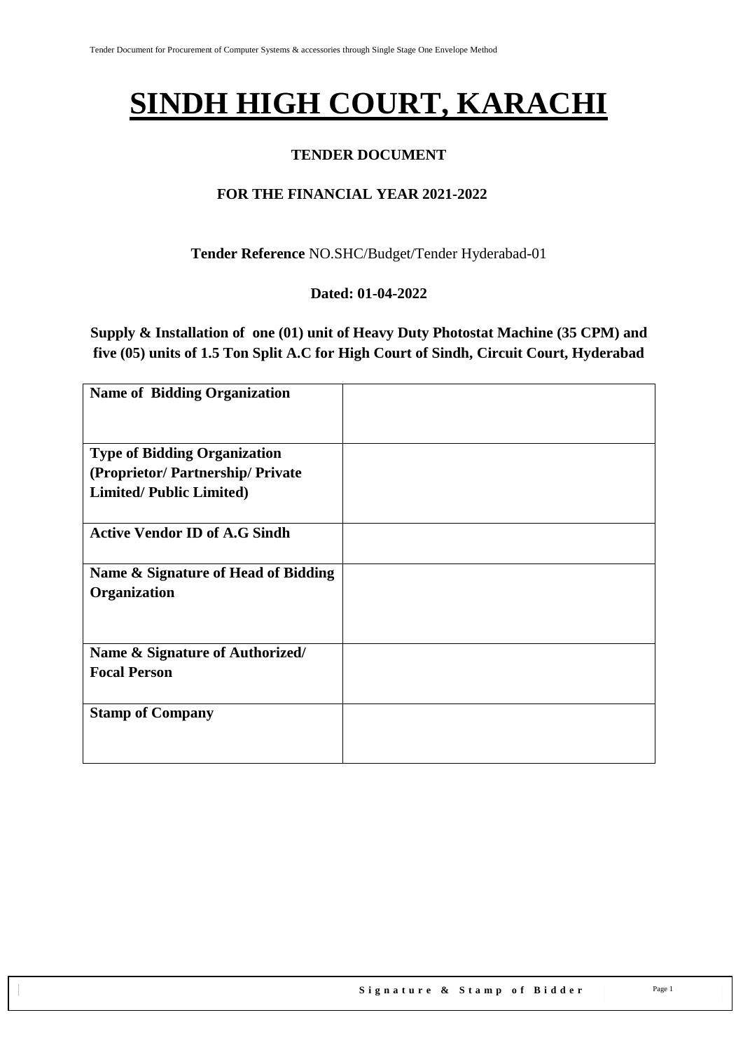# SINDH HIGH COURT, KARACHI

**TENDER DOCUMENT**

**FOR THE FINANCIAL YEAR 2021-2022**

**Tender Reference** NO.SHC/Budget/Tender Hyderabad-01

**Dated: 01-04-2022**

**Supply & Installation of one (01) unit of Heavy Duty Photostat Machine (35 CPM) and five (05) units of 1.5 Ton Split A.C for High Court of Sindh, Circuit Court, Hyderabad**

| | |
|---|---|
| **Name of Bidding Organization** | |
| **Type of Bidding Organization (Proprietor/ Partnership/ Private Limited/ Public Limited)** | |
| **Active Vendor ID of A.G Sindh** | |
| **Name & Signature of Head of Bidding Organization** | |
| **Name & Signature of Authorized/ Focal Person** | |
| **Stamp of Company** | |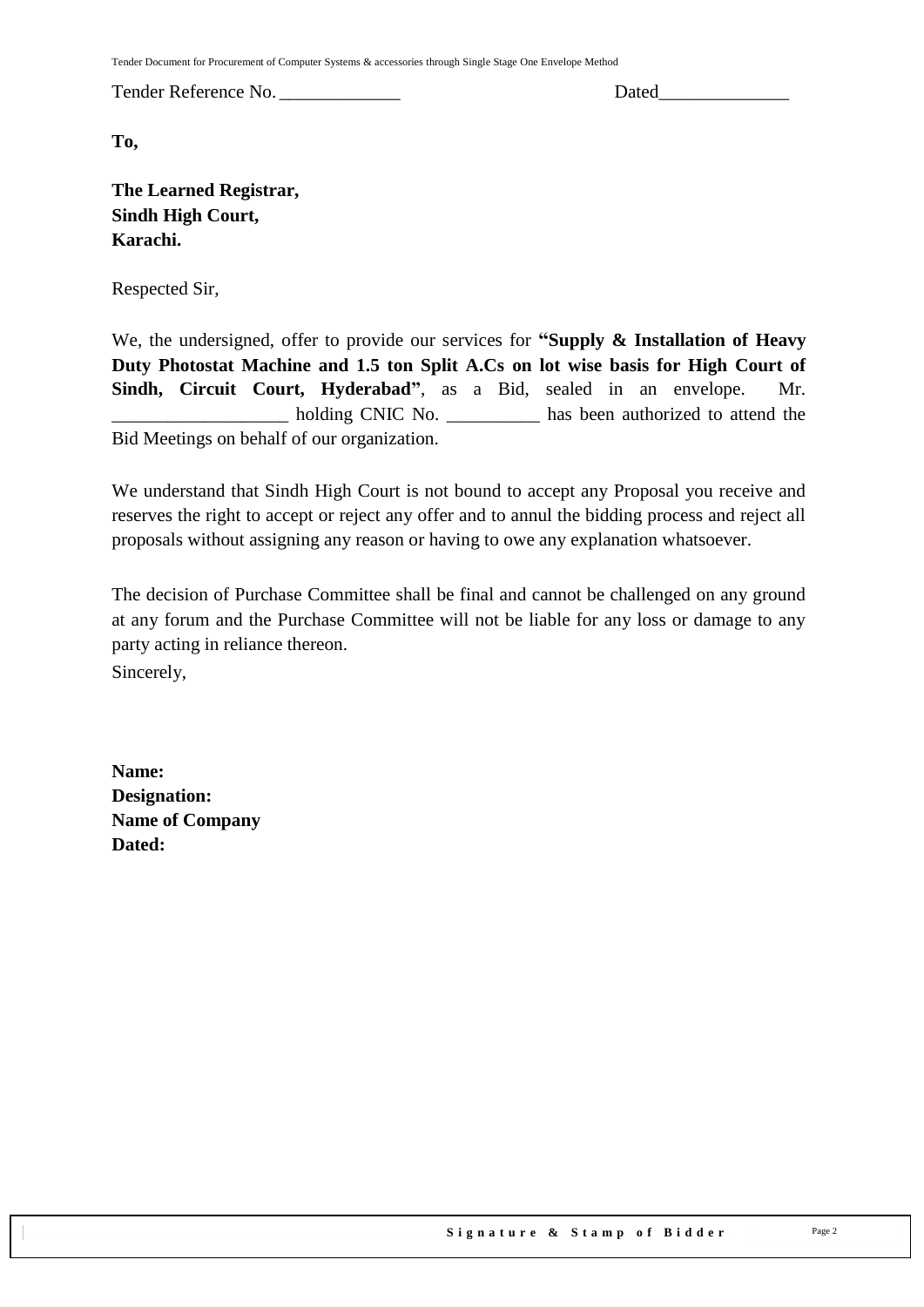Tender Reference No. _____________ Dated______________

**To,**

**The Learned Registrar,**
**Sindh High Court,**
**Karachi.**

Respected Sir,

We, the undersigned, offer to provide our services for **"Supply & Installation of Heavy Duty Photostat Machine and 1.5 ton Split A.Cs on lot wise basis for High Court of Sindh, Circuit Court, Hyderabad"**, as a Bid, sealed in an envelope. Mr. ___________________ holding CNIC No. __________ has been authorized to attend the Bid Meetings on behalf of our organization.

We understand that Sindh High Court is not bound to accept any Proposal you receive and reserves the right to accept or reject any offer and to annul the bidding process and reject all proposals without assigning any reason or having to owe any explanation whatsoever.

The decision of Purchase Committee shall be final and cannot be challenged on any ground at any forum and the Purchase Committee will not be liable for any loss or damage to any party acting in reliance thereon.

Sincerely,

**Name:**
**Designation:**
**Name of Company**
**Dated:**

**Signature & Stamp of Bidder**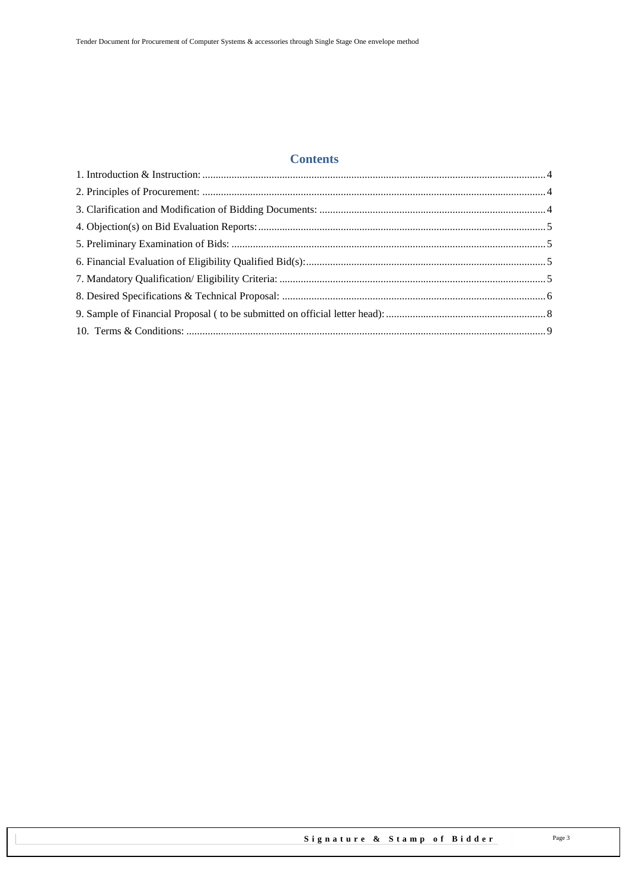## Contents

1. Introduction & Instruction: ................................................................ 4
2. Principles of Procurement: ................................................................ 4
3. Clarification and Modification of Bidding Documents: ................................................................ 4
4. Objection(s) on Bid Evaluation Reports: ................................................................ 5
5. Preliminary Examination of Bids: ................................................................ 5
6. Financial Evaluation of Eligibility Qualified Bid(s): ................................................................ 5
7. Mandatory Qualification/ Eligibility Criteria: ................................................................ 5
8. Desired Specifications & Technical Proposal: ................................................................ 6
9. Sample of Financial Proposal ( to be submitted on official letter head): ................................................................ 8
10. Terms & Conditions: ................................................................ 9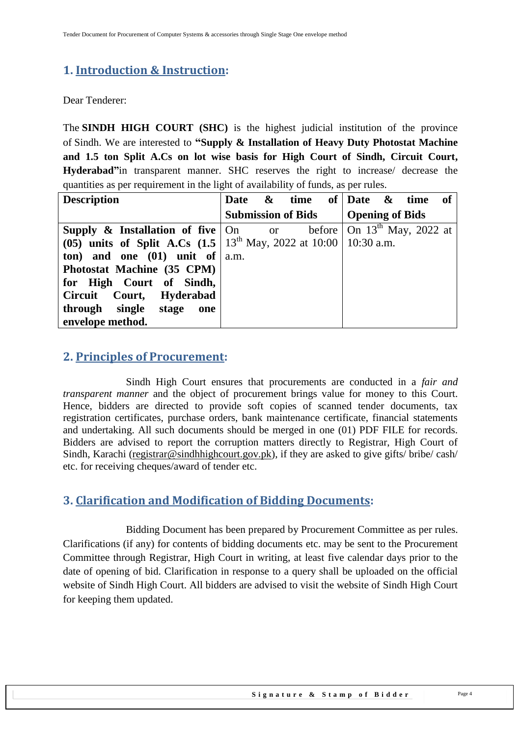## 1. Introduction & Instruction:

Dear Tenderer:

The **SINDH HIGH COURT (SHC)** is the highest judicial institution of the province of Sindh. We are interested to **"Supply & Installation of Heavy Duty Photostat Machine and 1.5 ton Split A.Cs on lot wise basis for High Court of Sindh, Circuit Court, Hyderabad"**in transparent manner. SHC reserves the right to increase/ decrease the quantities as per requirement in the light of availability of funds, as per rules.

| **Description** | **Date & time of Submission of Bids** | **Date & time of Opening of Bids** |
|---|---|---|
| **Supply & Installation of five (05) units of Split A.Cs (1.5 ton) and one (01) unit of Photostat Machine (35 CPM) for High Court of Sindh, Circuit Court, Hyderabad through single stage one envelope method.** | On or before 13th May, 2022 at 10:00 a.m. | On 13th May, 2022 at 10:30 a.m. |

## 2. Principles of Procurement:

Sindh High Court ensures that procurements are conducted in a *fair and transparent manner* and the object of procurement brings value for money to this Court. Hence, bidders are directed to provide soft copies of scanned tender documents, tax registration certificates, purchase orders, bank maintenance certificate, financial statements and undertaking. All such documents should be merged in one (01) PDF FILE for records. Bidders are advised to report the corruption matters directly to Registrar, High Court of Sindh, Karachi (registrar@sindhhighcourt.gov.pk), if they are asked to give gifts/ bribe/ cash/ etc. for receiving cheques/award of tender etc.

## 3. Clarification and Modification of Bidding Documents:

Bidding Document has been prepared by Procurement Committee as per rules. Clarifications (if any) for contents of bidding documents etc. may be sent to the Procurement Committee through Registrar, High Court in writing, at least five calendar days prior to the date of opening of bid. Clarification in response to a query shall be uploaded on the official website of Sindh High Court. All bidders are advised to visit the website of Sindh High Court for keeping them updated.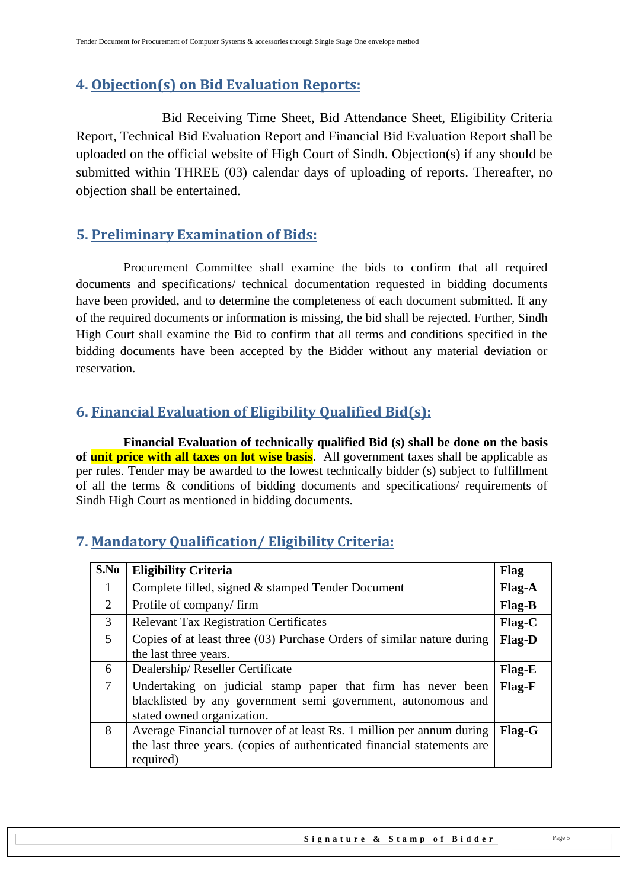## 4. Objection(s) on Bid Evaluation Reports:

Bid Receiving Time Sheet, Bid Attendance Sheet, Eligibility Criteria Report, Technical Bid Evaluation Report and Financial Bid Evaluation Report shall be uploaded on the official website of High Court of Sindh. Objection(s) if any should be submitted within THREE (03) calendar days of uploading of reports. Thereafter, no objection shall be entertained.

## 5. Preliminary Examination of Bids:

Procurement Committee shall examine the bids to confirm that all required documents and specifications/ technical documentation requested in bidding documents have been provided, and to determine the completeness of each document submitted. If any of the required documents or information is missing, the bid shall be rejected. Further, Sindh High Court shall examine the Bid to confirm that all terms and conditions specified in the bidding documents have been accepted by the Bidder without any material deviation or reservation.

## 6. Financial Evaluation of Eligibility Qualified Bid(s):

**Financial Evaluation of technically qualified Bid (s) shall be done on the basis of unit price with all taxes on lot wise basis**. All government taxes shall be applicable as per rules. Tender may be awarded to the lowest technically bidder (s) subject to fulfillment of all the terms & conditions of bidding documents and specifications/ requirements of Sindh High Court as mentioned in bidding documents.

## 7. Mandatory Qualification/ Eligibility Criteria:

| S.No | Eligibility Criteria | Flag |
|---|---|---|
| 1 | Complete filled, signed & stamped Tender Document | **Flag-A** |
| 2 | Profile of company/ firm | **Flag-B** |
| 3 | Relevant Tax Registration Certificates | **Flag-C** |
| 5 | Copies of at least three (03) Purchase Orders of similar nature during the last three years. | **Flag-D** |
| 6 | Dealership/ Reseller Certificate | **Flag-E** |
| 7 | Undertaking on judicial stamp paper that firm has never been blacklisted by any government semi government, autonomous and stated owned organization. | **Flag-F** |
| 8 | Average Financial turnover of at least Rs. 1 million per annum during the last three years. (copies of authenticated financial statements are required) | **Flag-G** |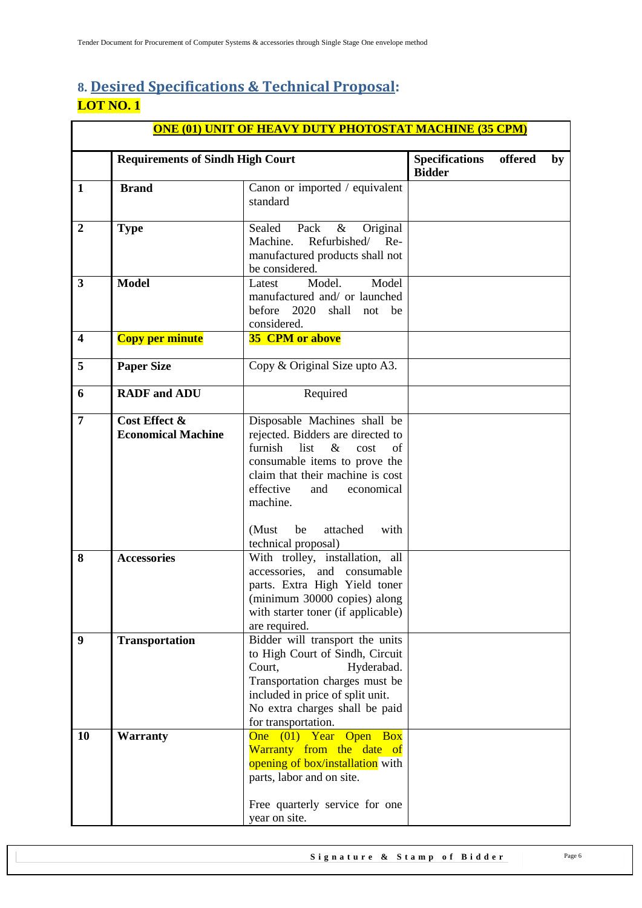## 8. Desired Specifications & Technical Proposal:

**LOT NO. 1**

| ONE (01) UNIT OF HEAVY DUTY PHOTOSTAT MACHINE (35 CPM) | | | |
|---|---|---|---|
| | **Requirements of Sindh High Court** | | **Specifications offered by Bidder** |
| **1** | **Brand** | Canon or imported / equivalent standard | |
| **2** | **Type** | Sealed Pack & Original Machine. Refurbished/ Re-manufactured products shall not be considered. | |
| **3** | **Model** | Latest Model. Model manufactured and/ or launched before 2020 shall not be considered. | |
| **4** | **Copy per minute** | **35 CPM or above** | |
| **5** | **Paper Size** | Copy & Original Size upto A3. | |
| **6** | **RADF and ADU** | Required | |
| **7** | **Cost Effect & Economical Machine** | Disposable Machines shall be rejected. Bidders are directed to furnish list & cost of consumable items to prove the claim that their machine is cost effective and economical machine.<br><br>(Must be attached with technical proposal) | |
| **8** | **Accessories** | With trolley, installation, all accessories, and consumable parts. Extra High Yield toner (minimum 30000 copies) along with starter toner (if applicable) are required. | |
| **9** | **Transportation** | Bidder will transport the units to High Court of Sindh, Circuit Court, Hyderabad. Transportation charges must be included in price of split unit. No extra charges shall be paid for transportation. | |
| **10** | **Warranty** | One (01) Year Open Box Warranty from the date of opening of box/installation with parts, labor and on site.<br><br>Free quarterly service for one year on site. | |

**Signature & Stamp of Bidder**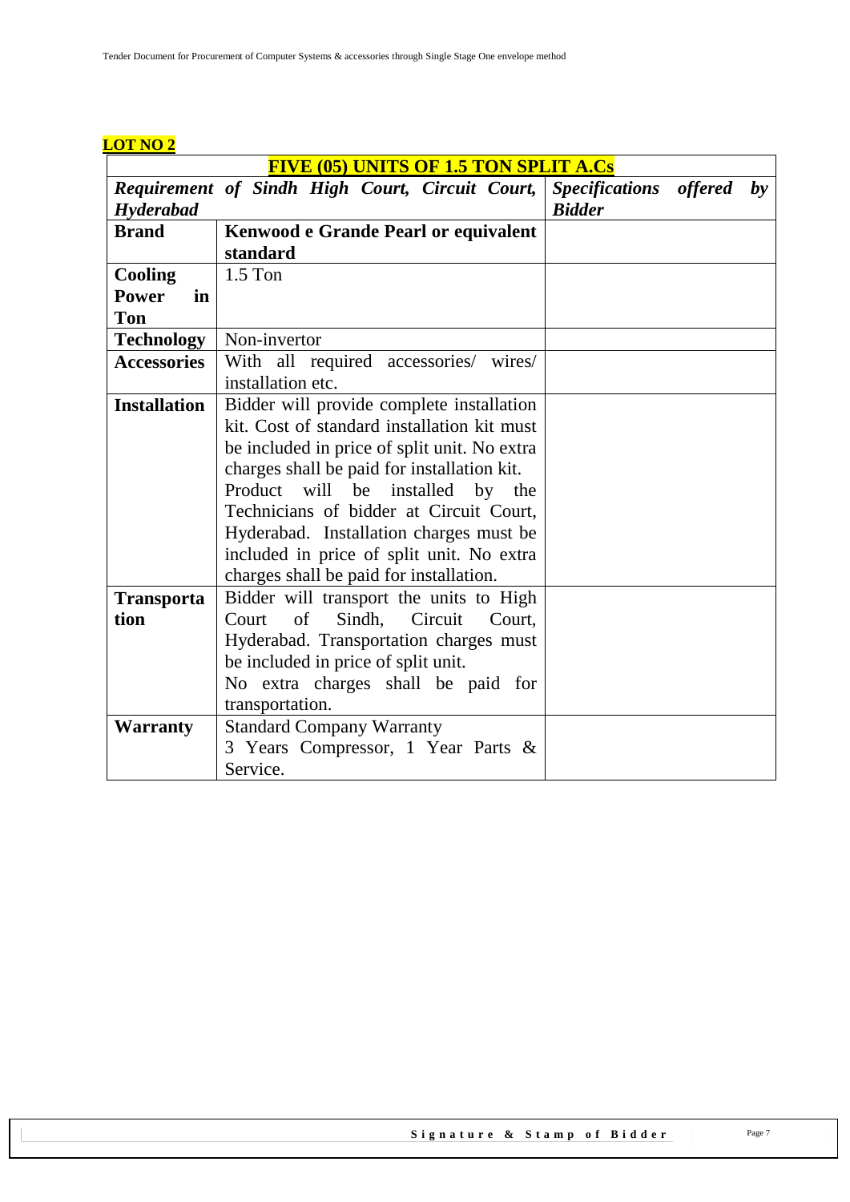**LOT NO 2**

| **FIVE (05) UNITS OF 1.5 TON SPLIT A.Cs** | | |
|---|---|---|
| ***Requirement of Sindh High Court, Circuit Court, Hyderabad*** | | ***Specifications offered by Bidder*** |
| **Brand** | **Kenwood e Grande Pearl or equivalent standard** | |
| **Cooling Power in Ton** | 1.5 Ton | |
| **Technology** | Non-invertor | |
| **Accessories** | With all required accessories/ wires/ installation etc. | |
| **Installation** | Bidder will provide complete installation kit. Cost of standard installation kit must be included in price of split unit. No extra charges shall be paid for installation kit. Product will be installed by the Technicians of bidder at Circuit Court, Hyderabad. Installation charges must be included in price of split unit. No extra charges shall be paid for installation. | |
| **Transportation** | Bidder will transport the units to High Court of Sindh, Circuit Court, Hyderabad. Transportation charges must be included in price of split unit. No extra charges shall be paid for transportation. | |
| **Warranty** | Standard Company Warranty 3 Years Compressor, 1 Year Parts & Service. | |

**Signature & Stamp of Bidder**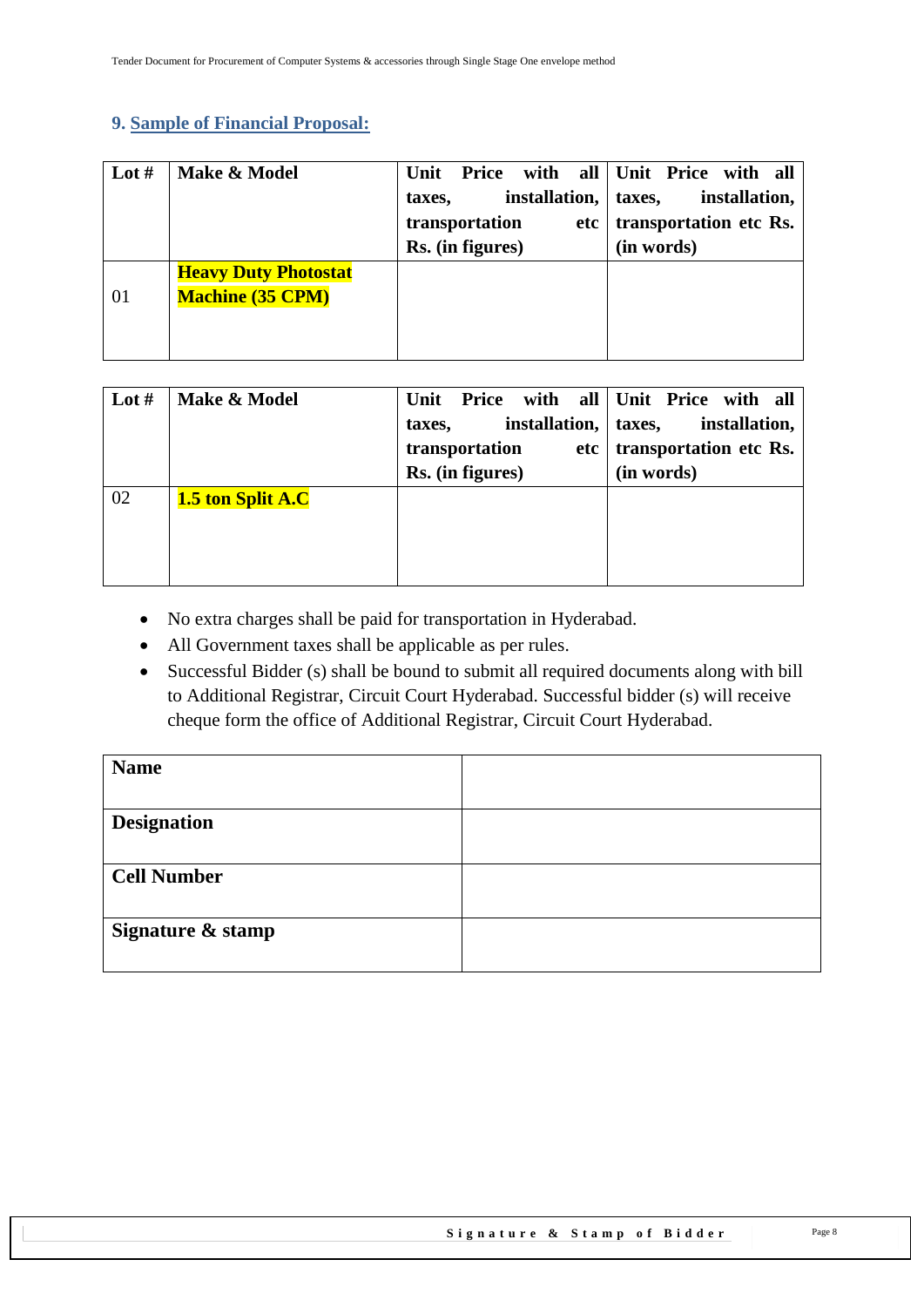## 9. Sample of Financial Proposal:

| Lot # | Make & Model | Unit Price with all taxes, installation, transportation etc Rs. (in figures) | Unit Price with all taxes, installation, transportation etc Rs. (in words) |
|---|---|---|---|
| 01 | **Heavy Duty Photostat Machine (35 CPM)** | | |

| Lot # | Make & Model | Unit Price with all taxes, installation, transportation etc Rs. (in figures) | Unit Price with all taxes, installation, transportation etc Rs. (in words) |
|---|---|---|---|
| 02 | **1.5 ton Split A.C** | | |

- No extra charges shall be paid for transportation in Hyderabad.
- All Government taxes shall be applicable as per rules.
- Successful Bidder (s) shall be bound to submit all required documents along with bill to Additional Registrar, Circuit Court Hyderabad. Successful bidder (s) will receive cheque form the office of Additional Registrar, Circuit Court Hyderabad.

| **Name** | |
|---|---|
| **Designation** | |
| **Cell Number** | |
| **Signature & stamp** | |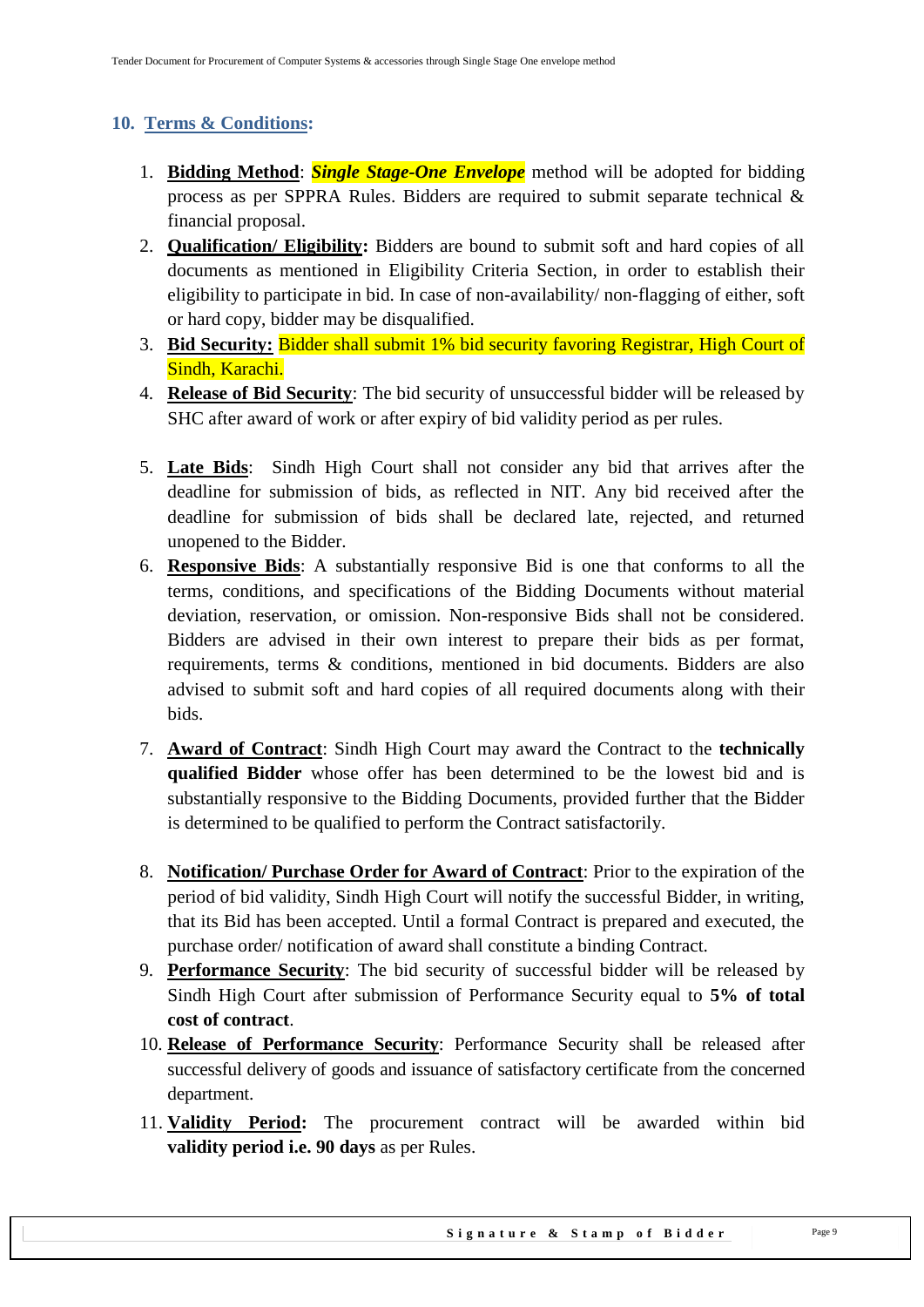## 10. Terms & Conditions:

1. **Bidding Method**: ***Single Stage-One Envelope*** method will be adopted for bidding process as per SPPRA Rules. Bidders are required to submit separate technical & financial proposal.
2. **Qualification/ Eligibility:** Bidders are bound to submit soft and hard copies of all documents as mentioned in Eligibility Criteria Section, in order to establish their eligibility to participate in bid. In case of non-availability/ non-flagging of either, soft or hard copy, bidder may be disqualified.
3. **Bid Security:** Bidder shall submit 1% bid security favoring Registrar, High Court of Sindh, Karachi.
4. **Release of Bid Security**: The bid security of unsuccessful bidder will be released by SHC after award of work or after expiry of bid validity period as per rules.
5. **Late Bids**: Sindh High Court shall not consider any bid that arrives after the deadline for submission of bids, as reflected in NIT. Any bid received after the deadline for submission of bids shall be declared late, rejected, and returned unopened to the Bidder.
6. **Responsive Bids**: A substantially responsive Bid is one that conforms to all the terms, conditions, and specifications of the Bidding Documents without material deviation, reservation, or omission. Non-responsive Bids shall not be considered. Bidders are advised in their own interest to prepare their bids as per format, requirements, terms & conditions, mentioned in bid documents. Bidders are also advised to submit soft and hard copies of all required documents along with their bids.
7. **Award of Contract**: Sindh High Court may award the Contract to the **technically qualified Bidder** whose offer has been determined to be the lowest bid and is substantially responsive to the Bidding Documents, provided further that the Bidder is determined to be qualified to perform the Contract satisfactorily.
8. **Notification/ Purchase Order for Award of Contract**: Prior to the expiration of the period of bid validity, Sindh High Court will notify the successful Bidder, in writing, that its Bid has been accepted. Until a formal Contract is prepared and executed, the purchase order/ notification of award shall constitute a binding Contract.
9. **Performance Security**: The bid security of successful bidder will be released by Sindh High Court after submission of Performance Security equal to **5% of total cost of contract**.
10. **Release of Performance Security**: Performance Security shall be released after successful delivery of goods and issuance of satisfactory certificate from the concerned department.
11. **Validity Period:** The procurement contract will be awarded within bid **validity period i.e. 90 days** as per Rules.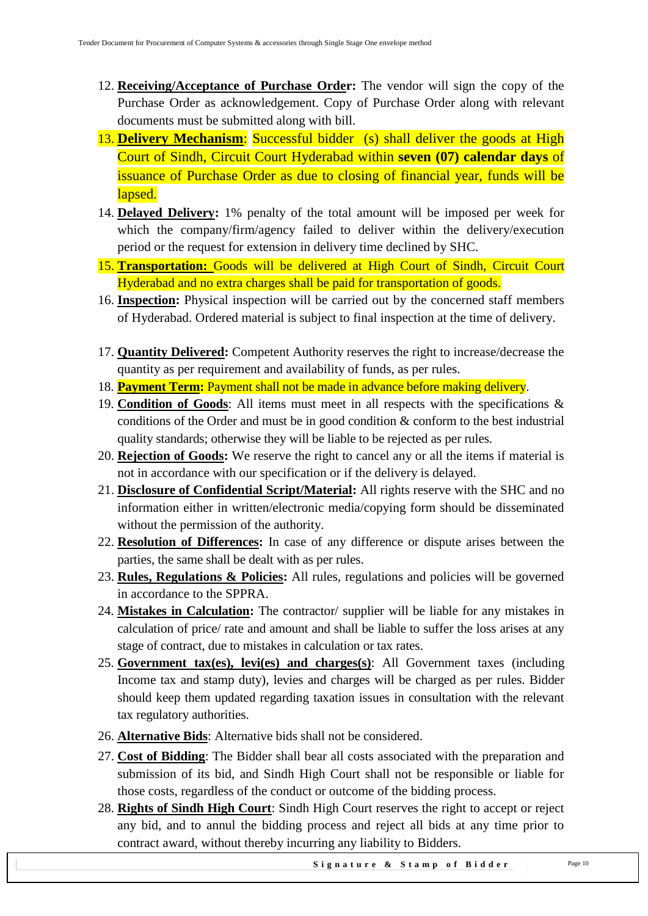12. **Receiving/Acceptance of Purchase Order:** The vendor will sign the copy of the Purchase Order as acknowledgement. Copy of Purchase Order along with relevant documents must be submitted along with bill.
13. **Delivery Mechanism**: Successful bidder (s) shall deliver the goods at High Court of Sindh, Circuit Court Hyderabad within **seven (07) calendar days** of issuance of Purchase Order as due to closing of financial year, funds will be lapsed.
14. **Delayed Delivery:** 1% penalty of the total amount will be imposed per week for which the company/firm/agency failed to deliver within the delivery/execution period or the request for extension in delivery time declined by SHC.
15. **Transportation:** Goods will be delivered at High Court of Sindh, Circuit Court Hyderabad and no extra charges shall be paid for transportation of goods.
16. **Inspection:** Physical inspection will be carried out by the concerned staff members of Hyderabad. Ordered material is subject to final inspection at the time of delivery.
17. **Quantity Delivered:** Competent Authority reserves the right to increase/decrease the quantity as per requirement and availability of funds, as per rules.
18. **Payment Term:** Payment shall not be made in advance before making delivery.
19. **Condition of Goods**: All items must meet in all respects with the specifications & conditions of the Order and must be in good condition & conform to the best industrial quality standards; otherwise they will be liable to be rejected as per rules.
20. **Rejection of Goods:** We reserve the right to cancel any or all the items if material is not in accordance with our specification or if the delivery is delayed.
21. **Disclosure of Confidential Script/Material:** All rights reserve with the SHC and no information either in written/electronic media/copying form should be disseminated without the permission of the authority.
22. **Resolution of Differences:** In case of any difference or dispute arises between the parties, the same shall be dealt with as per rules.
23. **Rules, Regulations & Policies:** All rules, regulations and policies will be governed in accordance to the SPPRA.
24. **Mistakes in Calculation:** The contractor/ supplier will be liable for any mistakes in calculation of price/ rate and amount and shall be liable to suffer the loss arises at any stage of contract, due to mistakes in calculation or tax rates.
25. **Government tax(es), levi(es) and charges(s)**: All Government taxes (including Income tax and stamp duty), levies and charges will be charged as per rules. Bidder should keep them updated regarding taxation issues in consultation with the relevant tax regulatory authorities.
26. **Alternative Bids**: Alternative bids shall not be considered.
27. **Cost of Bidding**: The Bidder shall bear all costs associated with the preparation and submission of its bid, and Sindh High Court shall not be responsible or liable for those costs, regardless of the conduct or outcome of the bidding process.
28. **Rights of Sindh High Court**: Sindh High Court reserves the right to accept or reject any bid, and to annul the bidding process and reject all bids at any time prior to contract award, without thereby incurring any liability to Bidders.

**Signature & Stamp of Bidder**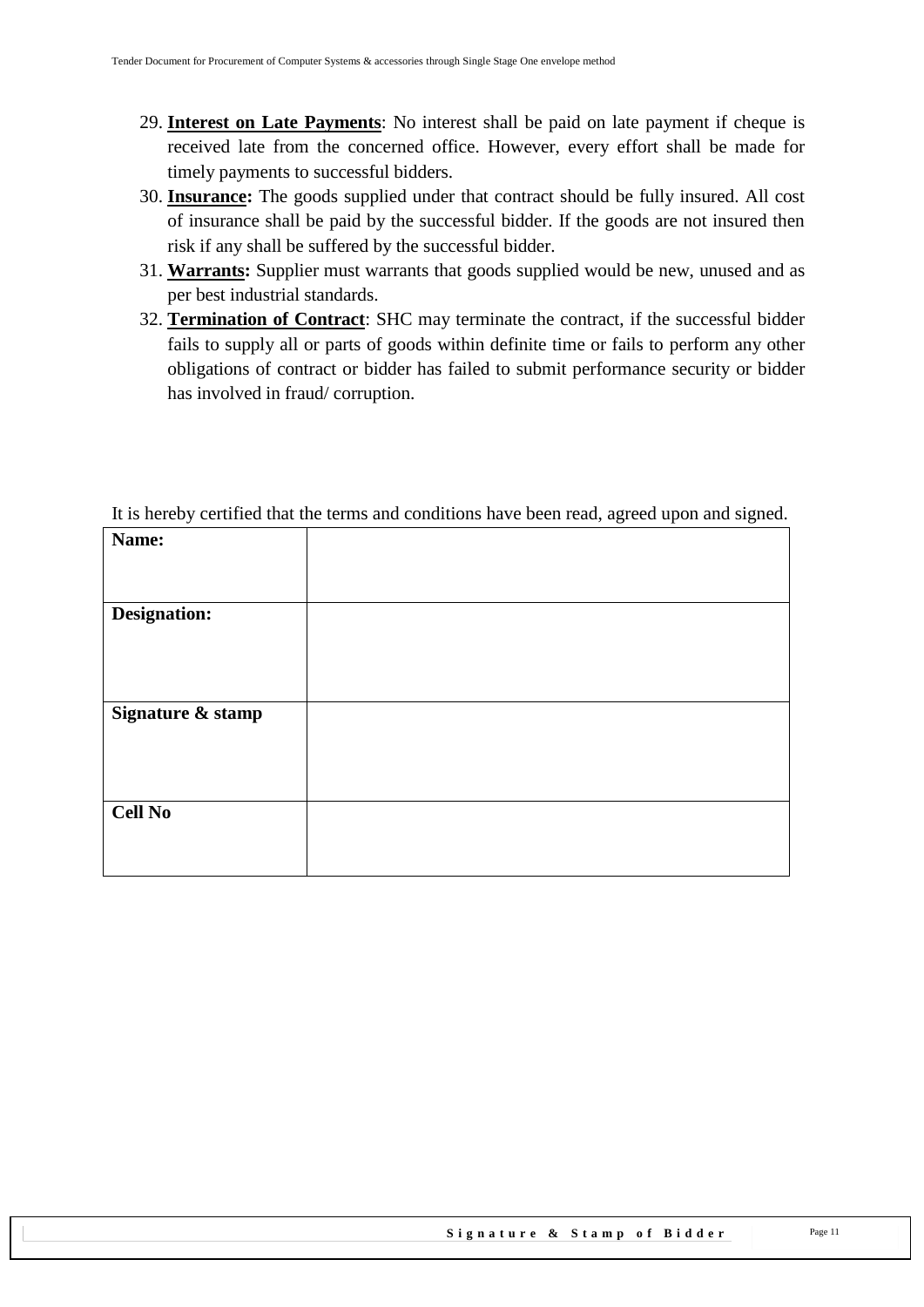29. **Interest on Late Payments**: No interest shall be paid on late payment if cheque is received late from the concerned office. However, every effort shall be made for timely payments to successful bidders.
30. **Insurance:** The goods supplied under that contract should be fully insured. All cost of insurance shall be paid by the successful bidder. If the goods are not insured then risk if any shall be suffered by the successful bidder.
31. **Warrants:** Supplier must warrants that goods supplied would be new, unused and as per best industrial standards.
32. **Termination of Contract**: SHC may terminate the contract, if the successful bidder fails to supply all or parts of goods within definite time or fails to perform any other obligations of contract or bidder has failed to submit performance security or bidder has involved in fraud/ corruption.

It is hereby certified that the terms and conditions have been read, agreed upon and signed.

| | |
|---|---|
| **Name:** | |
| **Designation:** | |
| **Signature & stamp** | |
| **Cell No** | |

**Signature & Stamp of Bidder**